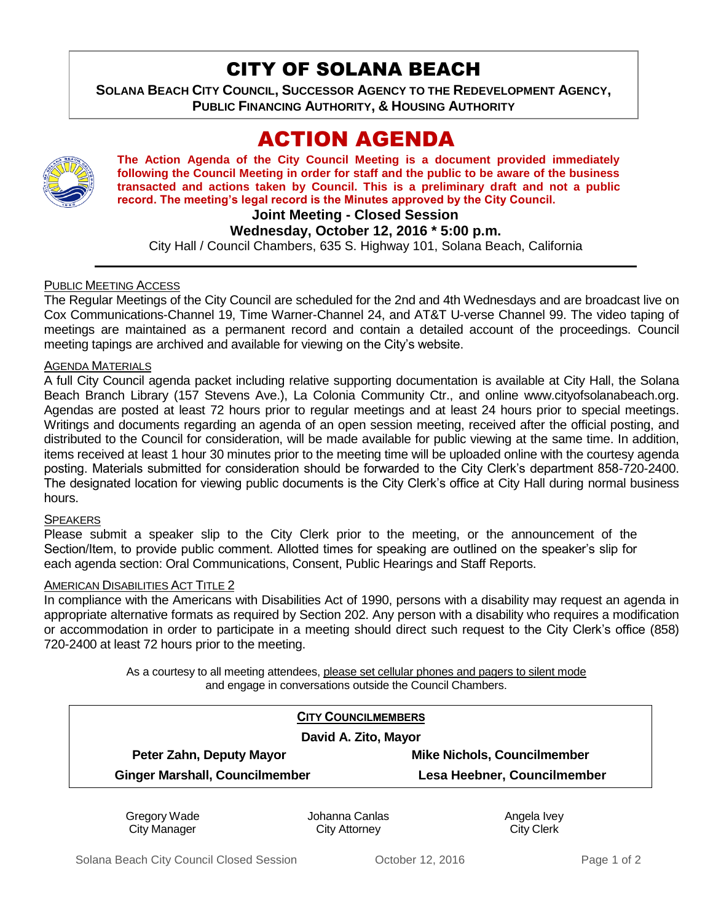# CITY OF SOLANA BEACH

**SOLANA BEACH CITY COUNCIL, SUCCESSOR AGENCY TO THE REDEVELOPMENT AGENCY, PUBLIC FINANCING AUTHORITY, & HOUSING AUTHORITY**

# ACTION AGENDA

**The Action Agenda of the City Council Meeting is a document provided immediately following the Council Meeting in order for staff and the public to be aware of the business transacted and actions taken by Council. This is a preliminary draft and not a public record. The meeting's legal record is the Minutes approved by the City Council.**

**Joint Meeting - Closed Session**

**Wednesday, October 12, 2016 * 5:00 p.m.**

City Hall / Council Chambers, 635 S. Highway 101, Solana Beach, California

---

PUBLIC MEETING ACCESS

The Regular Meetings of the City Council are scheduled for the 2nd and 4th Wednesdays and are broadcast live on Cox Communications-Channel 19, Time Warner-Channel 24, and AT&T U-verse Channel 99. The video taping of meetings are maintained as a permanent record and contain a detailed account of the proceedings. Council meeting tapings are archived and available for viewing on the City's website.

AGENDA MATERIALS

A full City Council agenda packet including relative supporting documentation is available at City Hall, the Solana Beach Branch Library (157 Stevens Ave.), La Colonia Community Ctr., and online www.cityofsolanabeach.org. Agendas are posted at least 72 hours prior to regular meetings and at least 24 hours prior to special meetings. Writings and documents regarding an agenda of an open session meeting, received after the official posting, and distributed to the Council for consideration, will be made available for public viewing at the same time. In addition, items received at least 1 hour 30 minutes prior to the meeting time will be uploaded online with the courtesy agenda posting. Materials submitted for consideration should be forwarded to the City Clerk's department 858-720-2400. The designated location for viewing public documents is the City Clerk's office at City Hall during normal business hours.

SPEAKERS

Please submit a speaker slip to the City Clerk prior to the meeting, or the announcement of the Section/Item, to provide public comment. Allotted times for speaking are outlined on the speaker's slip for each agenda section: Oral Communications, Consent, Public Hearings and Staff Reports.

AMERICAN DISABILITIES ACT TITLE 2

In compliance with the Americans with Disabilities Act of 1990, persons with a disability may request an agenda in appropriate alternative formats as required by Section 202. Any person with a disability who requires a modification or accommodation in order to participate in a meeting should direct such request to the City Clerk's office (858) 720-2400 at least 72 hours prior to the meeting.

As a courtesy to all meeting attendees, please set cellular phones and pagers to silent mode and engage in conversations outside the Council Chambers.

| CITY COUNCILMEMBERS | |
|---|---|
| **David A. Zito, Mayor** | |
| **Peter Zahn, Deputy Mayor** | **Mike Nichols, Councilmember** |
| **Ginger Marshall, Councilmember** | **Lesa Heebner, Councilmember** |

| Gregory Wade | Johanna Canlas | Angela Ivey |
|---|---|---|
| City Manager | City Attorney | City Clerk |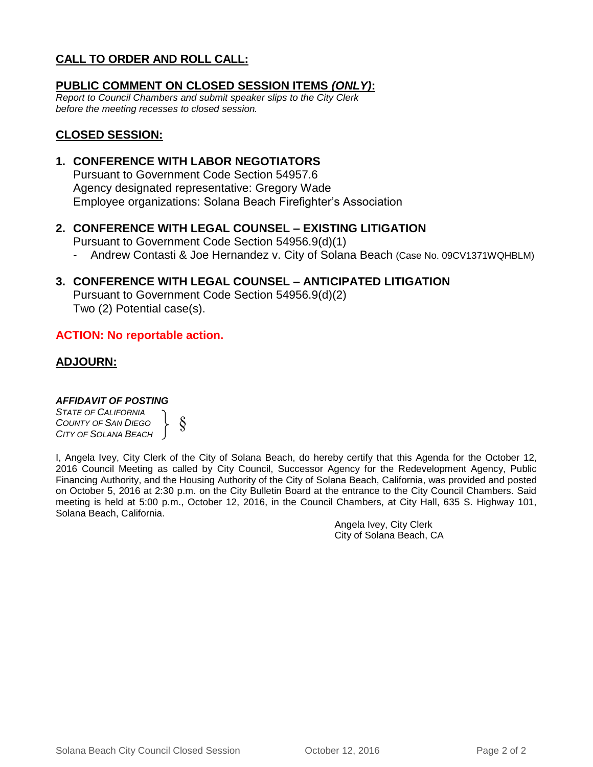## CALL TO ORDER AND ROLL CALL:

## PUBLIC COMMENT ON CLOSED SESSION ITEMS *(ONLY)*:

*Report to Council Chambers and submit speaker slips to the City Clerk before the meeting recesses to closed session.*

## CLOSED SESSION:

### 1. CONFERENCE WITH LABOR NEGOTIATORS

Pursuant to Government Code Section 54957.6
Agency designated representative: Gregory Wade
Employee organizations: Solana Beach Firefighter's Association

### 2. CONFERENCE WITH LEGAL COUNSEL – EXISTING LITIGATION

Pursuant to Government Code Section 54956.9(d)(1)

- Andrew Contasti & Joe Hernandez v. City of Solana Beach (Case No. 09CV1371WQHBLM)

### 3. CONFERENCE WITH LEGAL COUNSEL – ANTICIPATED LITIGATION

Pursuant to Government Code Section 54956.9(d)(2)
Two (2) Potential case(s).

**ACTION: No reportable action.**

## ADJOURN:

***AFFIDAVIT OF POSTING***

*STATE OF CALIFORNIA*
*COUNTY OF SAN DIEGO* } §
*CITY OF SOLANA BEACH*

I, Angela Ivey, City Clerk of the City of Solana Beach, do hereby certify that this Agenda for the October 12, 2016 Council Meeting as called by City Council, Successor Agency for the Redevelopment Agency, Public Financing Authority, and the Housing Authority of the City of Solana Beach, California, was provided and posted on October 5, 2016 at 2:30 p.m. on the City Bulletin Board at the entrance to the City Council Chambers. Said meeting is held at 5:00 p.m., October 12, 2016, in the Council Chambers, at City Hall, 635 S. Highway 101, Solana Beach, California.

Angela Ivey, City Clerk
City of Solana Beach, CA